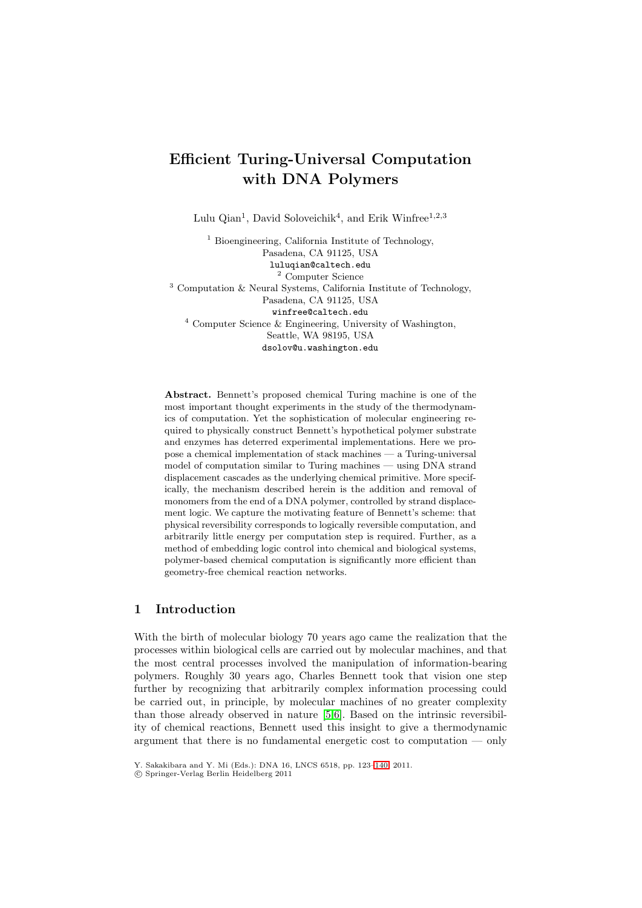# Efficient Turing-Universal Computation with DNA Polymers

Lulu Qian[1], David Soloveichik[4], and Erik Winfree[1,2,3]

[1] Bioengineering, California Institute of Technology,
Pasadena, CA 91125, USA
luluqian@caltech.edu

[2] Computer Science

[3] Computation & Neural Systems, California Institute of Technology,
Pasadena, CA 91125, USA
winfree@caltech.edu

[4] Computer Science & Engineering, University of Washington,
Seattle, WA 98195, USA
dsolov@u.washington.edu

**Abstract.** Bennett's proposed chemical Turing machine is one of the most important thought experiments in the study of the thermodynamics of computation. Yet the sophistication of molecular engineering required to physically construct Bennett's hypothetical polymer substrate and enzymes has deterred experimental implementations. Here we propose a chemical implementation of stack machines — a Turing-universal model of computation similar to Turing machines — using DNA strand displacement cascades as the underlying chemical primitive. More specifically, the mechanism described herein is the addition and removal of monomers from the end of a DNA polymer, controlled by strand displacement logic. We capture the motivating feature of Bennett's scheme: that physical reversibility corresponds to logically reversible computation, and arbitrarily little energy per computation step is required. Further, as a method of embedding logic control into chemical and biological systems, polymer-based chemical computation is significantly more efficient than geometry-free chemical reaction networks.

## 1 Introduction

With the birth of molecular biology 70 years ago came the realization that the processes within biological cells are carried out by molecular machines, and that the most central processes involved the manipulation of information-bearing polymers. Roughly 30 years ago, Charles Bennett took that vision one step further by recognizing that arbitrarily complex information processing could be carried out, in principle, by molecular machines of no greater complexity than those already observed in nature [5,6]. Based on the intrinsic reversibility of chemical reactions, Bennett used this insight to give a thermodynamic argument that there is no fundamental energetic cost to computation — only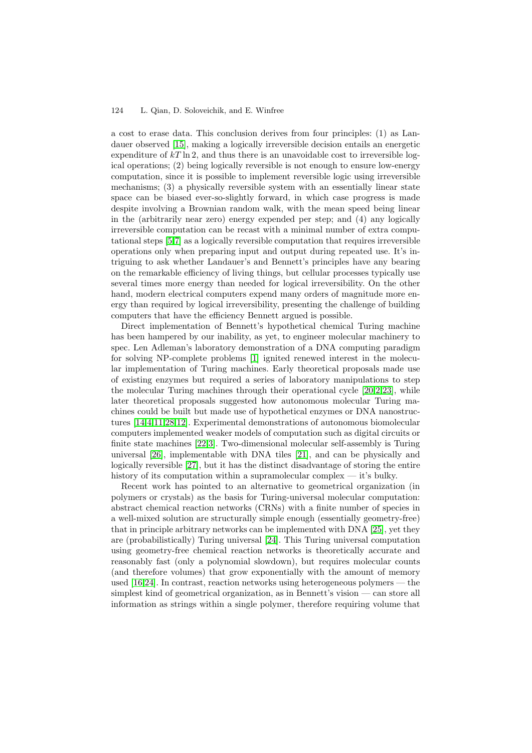a cost to erase data. This conclusion derives from four principles: (1) as Landauer observed [15], making a logically irreversible decision entails an energetic expenditure of $kT \ln 2$, and thus there is an unavoidable cost to irreversible logical operations; (2) being logically reversible is not enough to ensure low-energy computation, since it is possible to implement reversible logic using irreversible mechanisms; (3) a physically reversible system with an essentially linear state space can be biased ever-so-slightly forward, in which case progress is made despite involving a Brownian random walk, with the mean speed being linear in the (arbitrarily near zero) energy expended per step; and (4) any logically irreversible computation can be recast with a minimal number of extra computational steps [5,7] as a logically reversible computation that requires irreversible operations only when preparing input and output during repeated use. It's intriguing to ask whether Landauer's and Bennett's principles have any bearing on the remarkable efficiency of living things, but cellular processes typically use several times more energy than needed for logical irreversibility. On the other hand, modern electrical computers expend many orders of magnitude more energy than required by logical irreversibility, presenting the challenge of building computers that have the efficiency Bennett argued is possible.

Direct implementation of Bennett's hypothetical chemical Turing machine has been hampered by our inability, as yet, to engineer molecular machinery to spec. Len Adleman's laboratory demonstration of a DNA computing paradigm for solving NP-complete problems [1] ignited renewed interest in the molecular implementation of Turing machines. Early theoretical proposals made use of existing enzymes but required a series of laboratory manipulations to step the molecular Turing machines through their operational cycle [20,2,23], while later theoretical proposals suggested how autonomous molecular Turing machines could be built but made use of hypothetical enzymes or DNA nanostructures [14,4,11,28,12]. Experimental demonstrations of autonomous biomolecular computers implemented weaker models of computation such as digital circuits or finite state machines [22,3]. Two-dimensional molecular self-assembly is Turing universal [26], implementable with DNA tiles [21], and can be physically and logically reversible [27], but it has the distinct disadvantage of storing the entire history of its computation within a supramolecular complex — it's bulky.

Recent work has pointed to an alternative to geometrical organization (in polymers or crystals) as the basis for Turing-universal molecular computation: abstract chemical reaction networks (CRNs) with a finite number of species in a well-mixed solution are structurally simple enough (essentially geometry-free) that in principle arbitrary networks can be implemented with DNA [25], yet they are (probabilistically) Turing universal [24]. This Turing universal computation using geometry-free chemical reaction networks is theoretically accurate and reasonably fast (only a polynomial slowdown), but requires molecular counts (and therefore volumes) that grow exponentially with the amount of memory used [16,24]. In contrast, reaction networks using heterogeneous polymers — the simplest kind of geometrical organization, as in Bennett's vision — can store all information as strings within a single polymer, therefore requiring volume that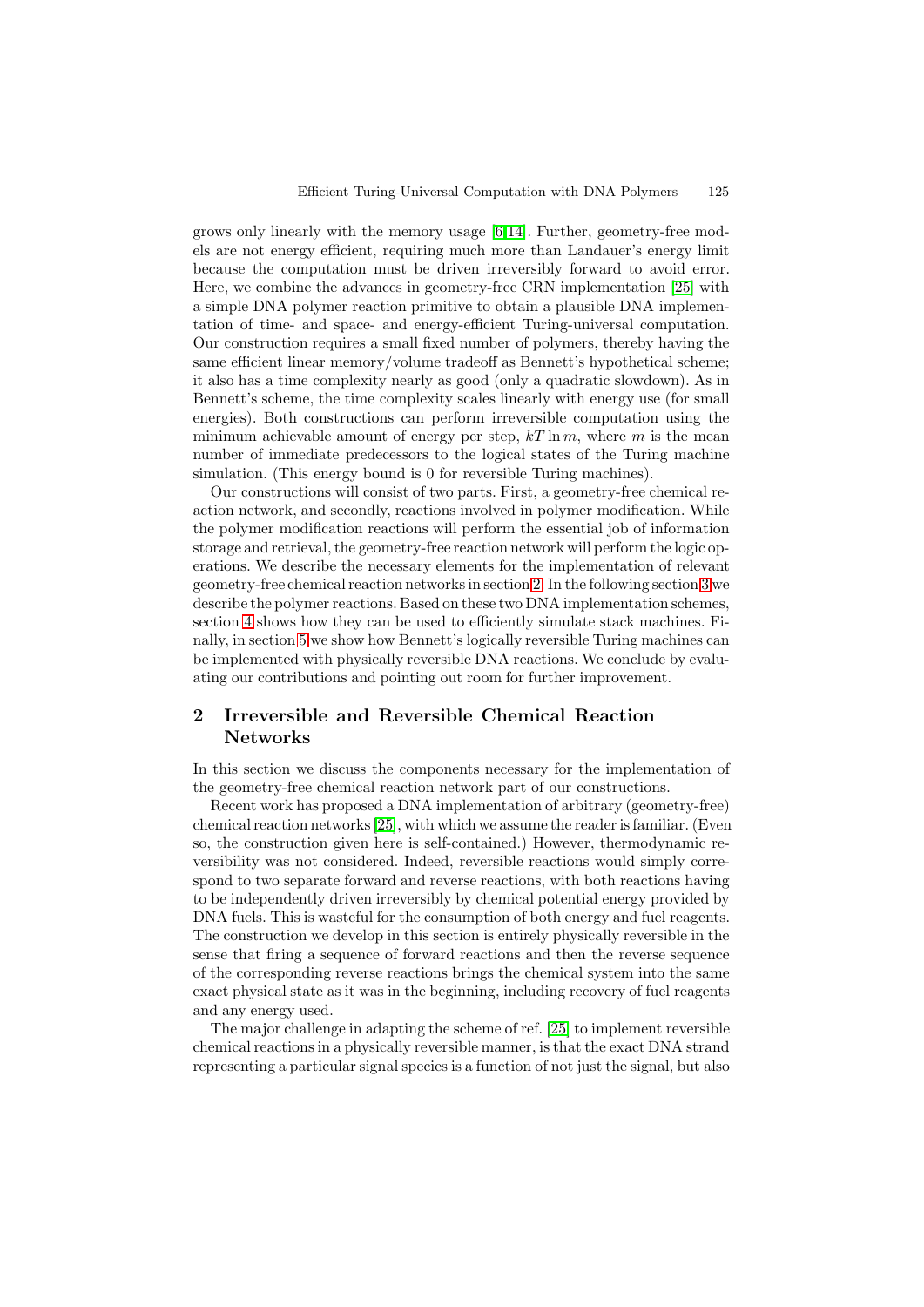grows only linearly with the memory usage [6,14]. Further, geometry-free models are not energy efficient, requiring much more than Landauer's energy limit because the computation must be driven irreversibly forward to avoid error. Here, we combine the advances in geometry-free CRN implementation [25] with a simple DNA polymer reaction primitive to obtain a plausible DNA implementation of time- and space- and energy-efficient Turing-universal computation. Our construction requires a small fixed number of polymers, thereby having the same efficient linear memory/volume tradeoff as Bennett's hypothetical scheme; it also has a time complexity nearly as good (only a quadratic slowdown). As in Bennett's scheme, the time complexity scales linearly with energy use (for small energies). Both constructions can perform irreversible computation using the minimum achievable amount of energy per step, $kT \ln m$, where $m$ is the mean number of immediate predecessors to the logical states of the Turing machine simulation. (This energy bound is 0 for reversible Turing machines).

Our constructions will consist of two parts. First, a geometry-free chemical reaction network, and secondly, reactions involved in polymer modification. While the polymer modification reactions will perform the essential job of information storage and retrieval, the geometry-free reaction network will perform the logic operations. We describe the necessary elements for the implementation of relevant geometry-free chemical reaction networks in section 2. In the following section 3 we describe the polymer reactions. Based on these two DNA implementation schemes, section 4 shows how they can be used to efficiently simulate stack machines. Finally, in section 5 we show how Bennett's logically reversible Turing machines can be implemented with physically reversible DNA reactions. We conclude by evaluating our contributions and pointing out room for further improvement.

## 2 Irreversible and Reversible Chemical Reaction Networks

In this section we discuss the components necessary for the implementation of the geometry-free chemical reaction network part of our constructions.

Recent work has proposed a DNA implementation of arbitrary (geometry-free) chemical reaction networks [25], with which we assume the reader is familiar. (Even so, the construction given here is self-contained.) However, thermodynamic reversibility was not considered. Indeed, reversible reactions would simply correspond to two separate forward and reverse reactions, with both reactions having to be independently driven irreversibly by chemical potential energy provided by DNA fuels. This is wasteful for the consumption of both energy and fuel reagents. The construction we develop in this section is entirely physically reversible in the sense that firing a sequence of forward reactions and then the reverse sequence of the corresponding reverse reactions brings the chemical system into the same exact physical state as it was in the beginning, including recovery of fuel reagents and any energy used.

The major challenge in adapting the scheme of ref. [25] to implement reversible chemical reactions in a physically reversible manner, is that the exact DNA strand representing a particular signal species is a function of not just the signal, but also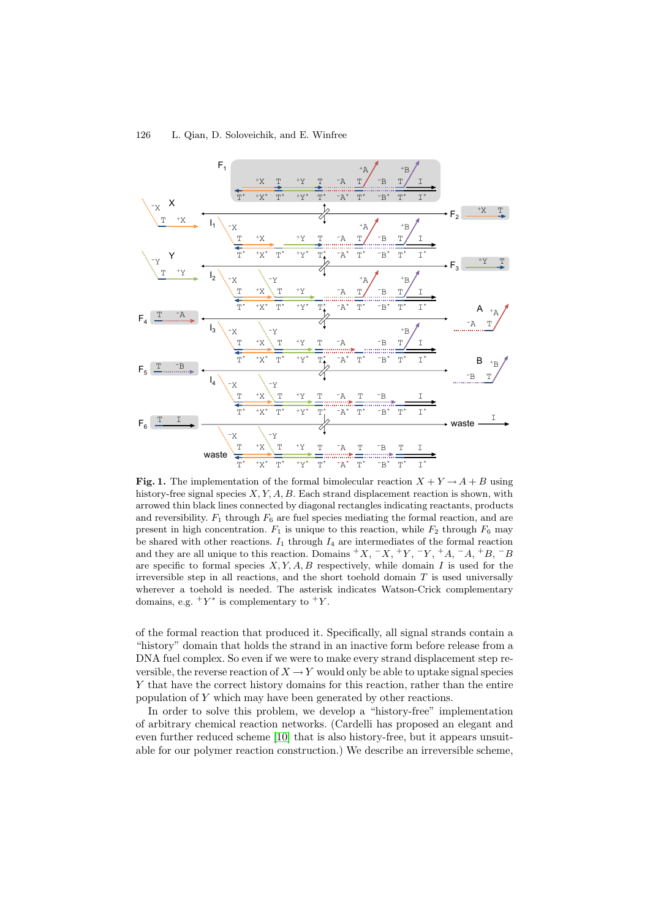**Fig. 1.** The implementation of the formal bimolecular reaction $X + Y \rightarrow A + B$ using history-free signal species $X, Y, A, B$. Each strand displacement reaction is shown, with arrowed thin black lines connected by diagonal rectangles indicating reactants, products and reversibility. $F_1$ through $F_6$ are fuel species mediating the formal reaction, and are present in high concentration. $F_1$ is unique to this reaction, while $F_2$ through $F_6$ may be shared with other reactions. $I_1$ through $I_4$ are intermediates of the formal reaction and they are all unique to this reaction. Domains $^+X$, $^-X$, $^+Y$, $^-Y$, $^+A$, $^-A$, $^+B$, $^-B$ are specific to formal species $X, Y, A, B$ respectively, while domain $I$ is used for the irreversible step in all reactions, and the short toehold domain $T$ is used universally wherever a toehold is needed. The asterisk indicates Watson-Crick complementary domains, e.g. $^+Y^*$ is complementary to $^+Y$.

of the formal reaction that produced it. Specifically, all signal strands contain a "history" domain that holds the strand in an inactive form before release from a DNA fuel complex. So even if we were to make every strand displacement step reversible, the reverse reaction of $X \rightarrow Y$ would only be able to uptake signal species $Y$ that have the correct history domains for this reaction, rather than the entire population of $Y$ which may have been generated by other reactions.

In order to solve this problem, we develop a "history-free" implementation of arbitrary chemical reaction networks. (Cardelli has proposed an elegant and even further reduced scheme [10] that is also history-free, but it appears unsuitable for our polymer reaction construction.) We describe an irreversible scheme,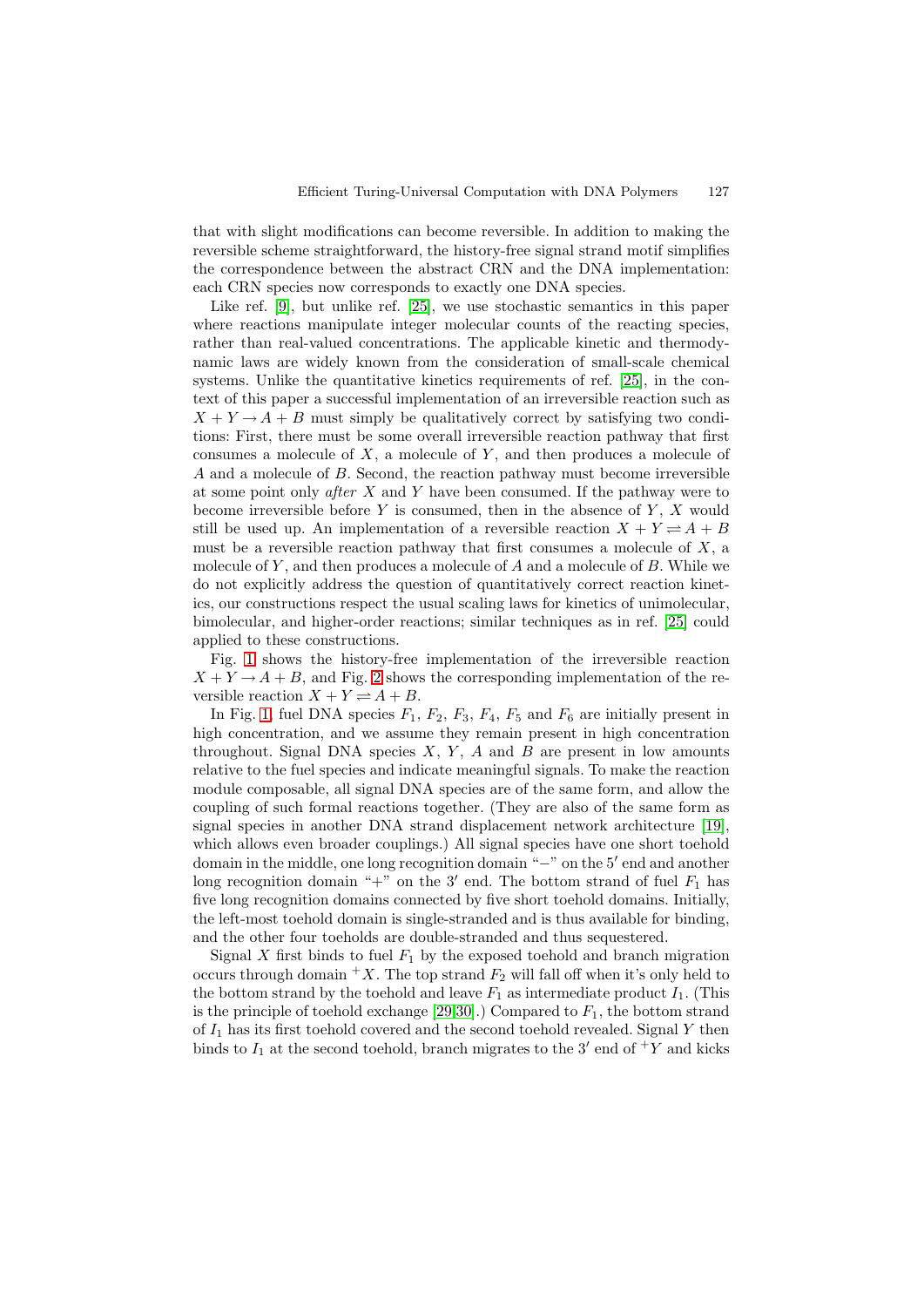that with slight modifications can become reversible. In addition to making the reversible scheme straightforward, the history-free signal strand motif simplifies the correspondence between the abstract CRN and the DNA implementation: each CRN species now corresponds to exactly one DNA species.

Like ref. [9], but unlike ref. [25], we use stochastic semantics in this paper where reactions manipulate integer molecular counts of the reacting species, rather than real-valued concentrations. The applicable kinetic and thermodynamic laws are widely known from the consideration of small-scale chemical systems. Unlike the quantitative kinetics requirements of ref. [25], in the context of this paper a successful implementation of an irreversible reaction such as $X + Y \rightarrow A + B$ must simply be qualitatively correct by satisfying two conditions: First, there must be some overall irreversible reaction pathway that first consumes a molecule of $X$, a molecule of $Y$, and then produces a molecule of $A$ and a molecule of $B$. Second, the reaction pathway must become irreversible at some point only *after* $X$ and $Y$ have been consumed. If the pathway were to become irreversible before $Y$ is consumed, then in the absence of $Y$, $X$ would still be used up. An implementation of a reversible reaction $X + Y \rightleftharpoons A + B$ must be a reversible reaction pathway that first consumes a molecule of $X$, a molecule of $Y$, and then produces a molecule of $A$ and a molecule of $B$. While we do not explicitly address the question of quantitatively correct reaction kinetics, our constructions respect the usual scaling laws for kinetics of unimolecular, bimolecular, and higher-order reactions; similar techniques as in ref. [25] could applied to these constructions.

Fig. 1 shows the history-free implementation of the irreversible reaction $X + Y \rightarrow A + B$, and Fig. 2 shows the corresponding implementation of the reversible reaction $X + Y \rightleftharpoons A + B$.

In Fig. 1, fuel DNA species $F_1$, $F_2$, $F_3$, $F_4$, $F_5$ and $F_6$ are initially present in high concentration, and we assume they remain present in high concentration throughout. Signal DNA species $X$, $Y$, $A$ and $B$ are present in low amounts relative to the fuel species and indicate meaningful signals. To make the reaction module composable, all signal DNA species are of the same form, and allow the coupling of such formal reactions together. (They are also of the same form as signal species in another DNA strand displacement network architecture [19], which allows even broader couplings.) All signal species have one short toehold domain in the middle, one long recognition domain "$-$" on the $5'$ end and another long recognition domain "$+$" on the $3'$ end. The bottom strand of fuel $F_1$ has five long recognition domains connected by five short toehold domains. Initially, the left-most toehold domain is single-stranded and is thus available for binding, and the other four toeholds are double-stranded and thus sequestered.

Signal $X$ first binds to fuel $F_1$ by the exposed toehold and branch migration occurs through domain $^+X$. The top strand $F_2$ will fall off when it's only held to the bottom strand by the toehold and leave $F_1$ as intermediate product $I_1$. (This is the principle of toehold exchange [29,30].) Compared to $F_1$, the bottom strand of $I_1$ has its first toehold covered and the second toehold revealed. Signal $Y$ then binds to $I_1$ at the second toehold, branch migrates to the $3'$ end of $^+Y$ and kicks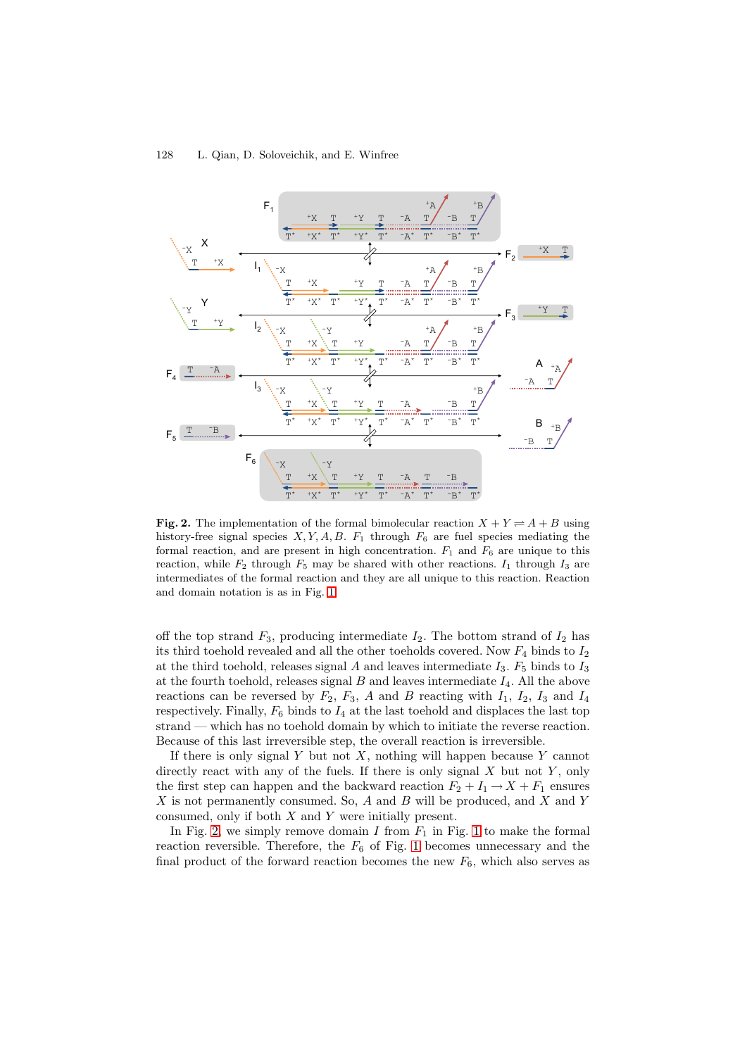**Fig. 2.** The implementation of the formal bimolecular reaction $X + Y \rightleftharpoons A + B$ using history-free signal species $X, Y, A, B$. $F_1$ through $F_6$ are fuel species mediating the formal reaction, and are present in high concentration. $F_1$ and $F_6$ are unique to this reaction, while $F_2$ through $F_5$ may be shared with other reactions. $I_1$ through $I_3$ are intermediates of the formal reaction and they are all unique to this reaction. Reaction and domain notation is as in Fig. 1.

off the top strand $F_3$, producing intermediate $I_2$. The bottom strand of $I_2$ has its third toehold revealed and all the other toeholds covered. Now $F_4$ binds to $I_2$ at the third toehold, releases signal $A$ and leaves intermediate $I_3$. $F_5$ binds to $I_3$ at the fourth toehold, releases signal $B$ and leaves intermediate $I_4$. All the above reactions can be reversed by $F_2$, $F_3$, $A$ and $B$ reacting with $I_1$, $I_2$, $I_3$ and $I_4$ respectively. Finally, $F_6$ binds to $I_4$ at the last toehold and displaces the last top strand — which has no toehold domain by which to initiate the reverse reaction. Because of this last irreversible step, the overall reaction is irreversible.

If there is only signal $Y$ but not $X$, nothing will happen because $Y$ cannot directly react with any of the fuels. If there is only signal $X$ but not $Y$, only the first step can happen and the backward reaction $F_2 + I_1 \rightarrow X + F_1$ ensures $X$ is not permanently consumed. So, $A$ and $B$ will be produced, and $X$ and $Y$ consumed, only if both $X$ and $Y$ were initially present.

In Fig. 2, we simply remove domain $I$ from $F_1$ in Fig. 1 to make the formal reaction reversible. Therefore, the $F_6$ of Fig. 1 becomes unnecessary and the final product of the forward reaction becomes the new $F_6$, which also serves as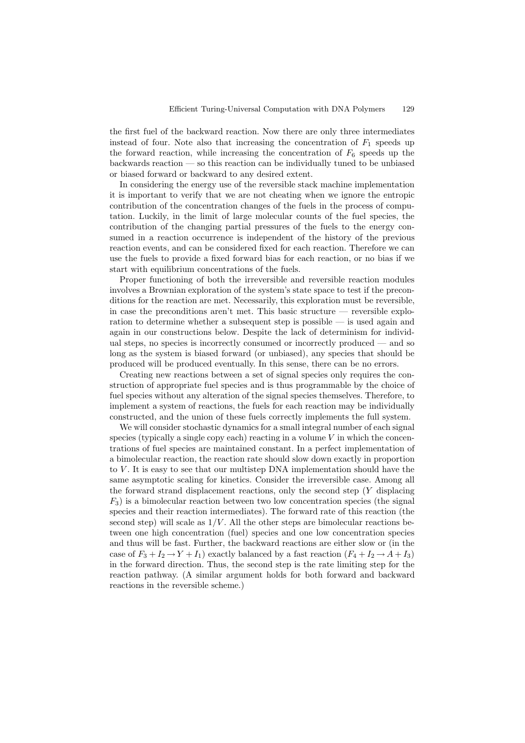the first fuel of the backward reaction. Now there are only three intermediates instead of four. Note also that increasing the concentration of $F_1$ speeds up the forward reaction, while increasing the concentration of $F_6$ speeds up the backwards reaction — so this reaction can be individually tuned to be unbiased or biased forward or backward to any desired extent.

In considering the energy use of the reversible stack machine implementation it is important to verify that we are not cheating when we ignore the entropic contribution of the concentration changes of the fuels in the process of computation. Luckily, in the limit of large molecular counts of the fuel species, the contribution of the changing partial pressures of the fuels to the energy consumed in a reaction occurrence is independent of the history of the previous reaction events, and can be considered fixed for each reaction. Therefore we can use the fuels to provide a fixed forward bias for each reaction, or no bias if we start with equilibrium concentrations of the fuels.

Proper functioning of both the irreversible and reversible reaction modules involves a Brownian exploration of the system's state space to test if the preconditions for the reaction are met. Necessarily, this exploration must be reversible, in case the preconditions aren't met. This basic structure — reversible exploration to determine whether a subsequent step is possible — is used again and again in our constructions below. Despite the lack of determinism for individual steps, no species is incorrectly consumed or incorrectly produced — and so long as the system is biased forward (or unbiased), any species that should be produced will be produced eventually. In this sense, there can be no errors.

Creating new reactions between a set of signal species only requires the construction of appropriate fuel species and is thus programmable by the choice of fuel species without any alteration of the signal species themselves. Therefore, to implement a system of reactions, the fuels for each reaction may be individually constructed, and the union of these fuels correctly implements the full system.

We will consider stochastic dynamics for a small integral number of each signal species (typically a single copy each) reacting in a volume $V$ in which the concentrations of fuel species are maintained constant. In a perfect implementation of a bimolecular reaction, the reaction rate should slow down exactly in proportion to $V$. It is easy to see that our multistep DNA implementation should have the same asymptotic scaling for kinetics. Consider the irreversible case. Among all the forward strand displacement reactions, only the second step ($Y$ displacing $F_3$) is a bimolecular reaction between two low concentration species (the signal species and their reaction intermediates). The forward rate of this reaction (the second step) will scale as $1/V$. All the other steps are bimolecular reactions between one high concentration (fuel) species and one low concentration species and thus will be fast. Further, the backward reactions are either slow or (in the case of $F_3 + I_2 \rightarrow Y + I_1$) exactly balanced by a fast reaction ($F_4 + I_2 \rightarrow A + I_3$) in the forward direction. Thus, the second step is the rate limiting step for the reaction pathway. (A similar argument holds for both forward and backward reactions in the reversible scheme.)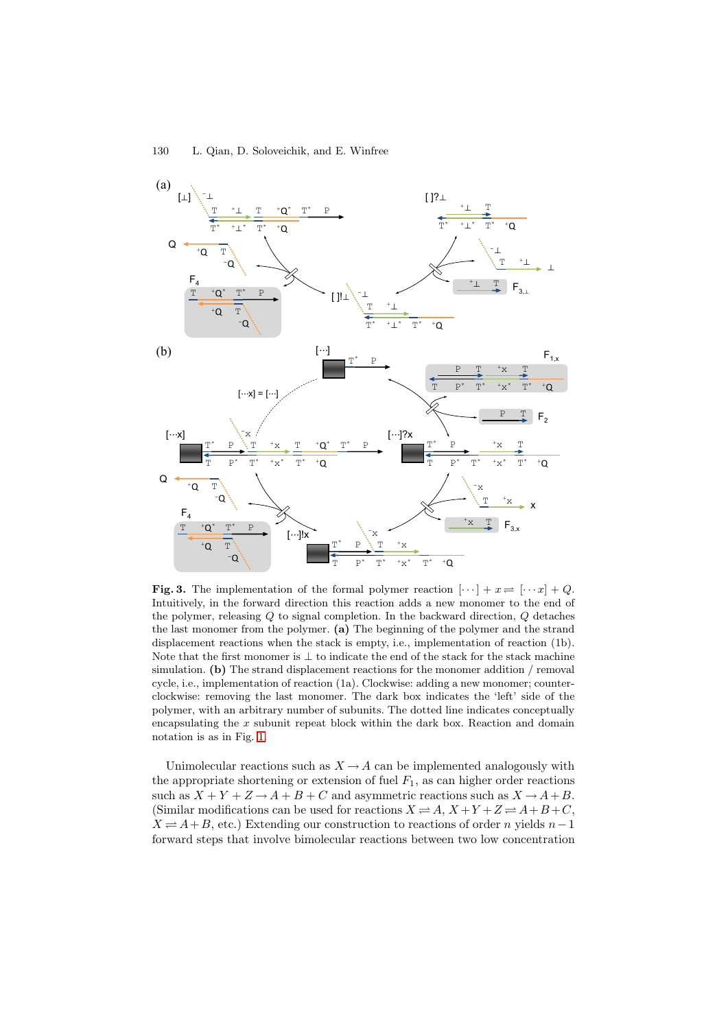**Fig. 3.** The implementation of the formal polymer reaction $[\cdots] + x \rightleftharpoons [\cdots x] + Q$. Intuitively, in the forward direction this reaction adds a new monomer to the end of the polymer, releasing $Q$ to signal completion. In the backward direction, $Q$ detaches the last monomer from the polymer. **(a)** The beginning of the polymer and the strand displacement reactions when the stack is empty, i.e., implementation of reaction (1b). Note that the first monomer is $\perp$ to indicate the end of the stack for the stack machine simulation. **(b)** The strand displacement reactions for the monomer addition / removal cycle, i.e., implementation of reaction (1a). Clockwise: adding a new monomer; counterclockwise: removing the last monomer. The dark box indicates the 'left' side of the polymer, with an arbitrary number of subunits. The dotted line indicates conceptually encapsulating the $x$ subunit repeat block within the dark box. Reaction and domain notation is as in Fig. 1.

Unimolecular reactions such as $X \to A$ can be implemented analogously with the appropriate shortening or extension of fuel $F_1$, as can higher order reactions such as $X + Y + Z \to A + B + C$ and asymmetric reactions such as $X \to A + B$. (Similar modifications can be used for reactions $X \rightleftharpoons A$, $X + Y + Z \rightleftharpoons A + B + C$, $X \rightleftharpoons A + B$, etc.) Extending our construction to reactions of order $n$ yields $n - 1$ forward steps that involve bimolecular reactions between two low concentration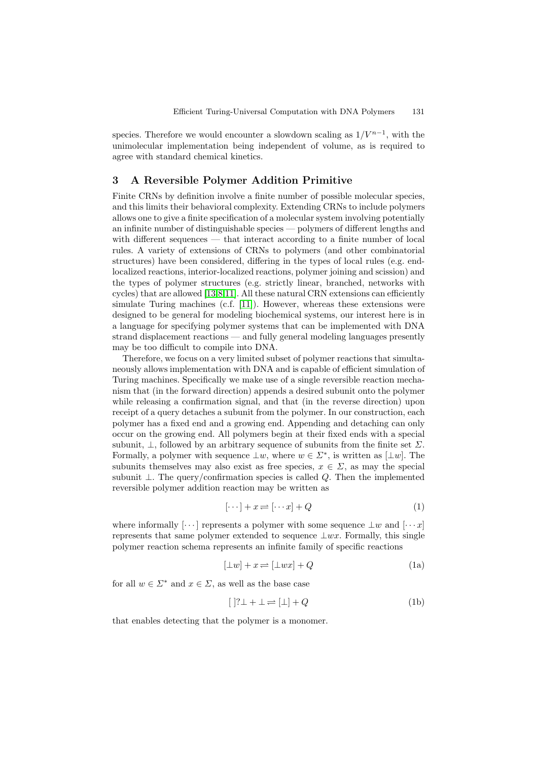species. Therefore we would encounter a slowdown scaling as $1/V^{n-1}$, with the unimolecular implementation being independent of volume, as is required to agree with standard chemical kinetics.

## 3 A Reversible Polymer Addition Primitive

Finite CRNs by definition involve a finite number of possible molecular species, and this limits their behavioral complexity. Extending CRNs to include polymers allows one to give a finite specification of a molecular system involving potentially an infinite number of distinguishable species — polymers of different lengths and with different sequences — that interact according to a finite number of local rules. A variety of extensions of CRNs to polymers (and other combinatorial structures) have been considered, differing in the types of local rules (e.g. end-localized reactions, interior-localized reactions, polymer joining and scission) and the types of polymer structures (e.g. strictly linear, branched, networks with cycles) that are allowed [13,8,11]. All these natural CRN extensions can efficiently simulate Turing machines (c.f. [11]). However, whereas these extensions were designed to be general for modeling biochemical systems, our interest here is in a language for specifying polymer systems that can be implemented with DNA strand displacement reactions — and fully general modeling languages presently may be too difficult to compile into DNA.

Therefore, we focus on a very limited subset of polymer reactions that simultaneously allows implementation with DNA and is capable of efficient simulation of Turing machines. Specifically we make use of a single reversible reaction mechanism that (in the forward direction) appends a desired subunit onto the polymer while releasing a confirmation signal, and that (in the reverse direction) upon receipt of a query detaches a subunit from the polymer. In our construction, each polymer has a fixed end and a growing end. Appending and detaching can only occur on the growing end. All polymers begin at their fixed ends with a special subunit, $\perp$, followed by an arbitrary sequence of subunits from the finite set $\Sigma$. Formally, a polymer with sequence $\perp w$, where $w \in \Sigma^*$, is written as $[\perp w]$. The subunits themselves may also exist as free species, $x \in \Sigma$, as may the special subunit $\perp$. The query/confirmation species is called $Q$. Then the implemented reversible polymer addition reaction may be written as

$$[\cdots] + x \rightleftharpoons [\cdots x] + Q \tag{1}$$

where informally $[\cdots]$ represents a polymer with some sequence $\perp w$ and $[\cdots x]$ represents that same polymer extended to sequence $\perp wx$. Formally, this single polymer reaction schema represents an infinite family of specific reactions

$$[\perp w] + x \rightleftharpoons [\perp wx] + Q \tag{1a}$$

for all $w \in \Sigma^*$ and $x \in \Sigma$, as well as the base case

$$[\,]?\perp + \perp \rightleftharpoons [\perp] + Q \tag{1b}$$

that enables detecting that the polymer is a monomer.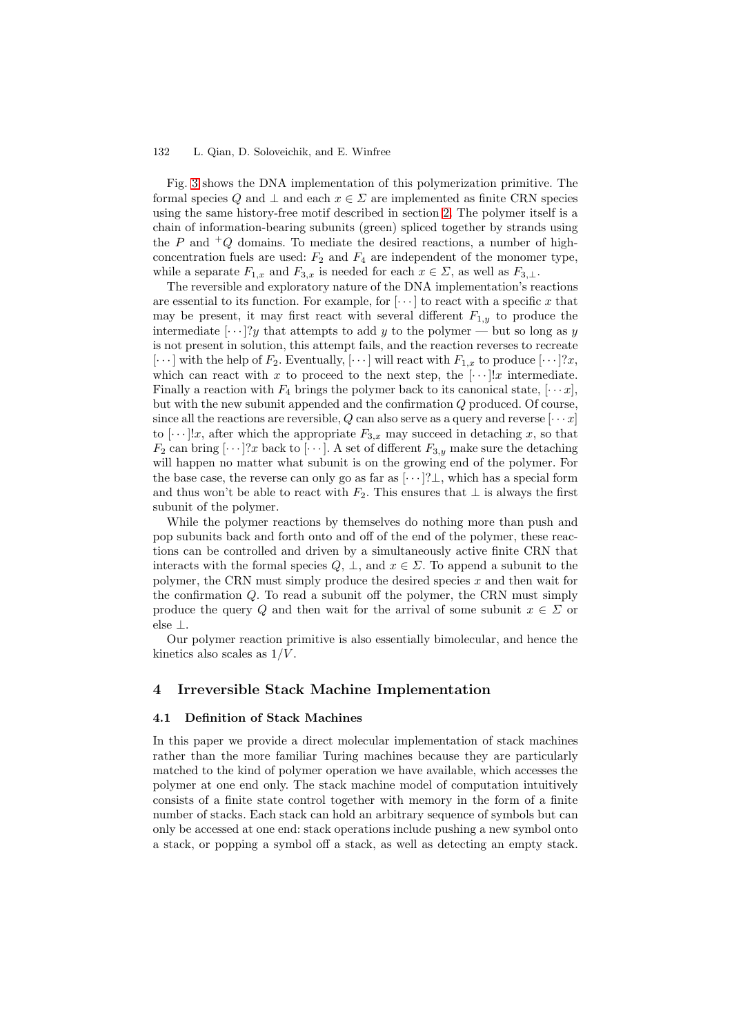Fig. 3 shows the DNA implementation of this polymerization primitive. The formal species $Q$ and $\perp$ and each $x \in \Sigma$ are implemented as finite CRN species using the same history-free motif described in section 2. The polymer itself is a chain of information-bearing subunits (green) spliced together by strands using the $P$ and ${}^{+}Q$ domains. To mediate the desired reactions, a number of high-concentration fuels are used: $F_2$ and $F_4$ are independent of the monomer type, while a separate $F_{1,x}$ and $F_{3,x}$ is needed for each $x \in \Sigma$, as well as $F_{3,\perp}$.

The reversible and exploratory nature of the DNA implementation's reactions are essential to its function. For example, for $[\cdots]$ to react with a specific $x$ that may be present, it may first react with several different $F_{1,y}$ to produce the intermediate $[\cdots]?y$ that attempts to add $y$ to the polymer — but so long as $y$ is not present in solution, this attempt fails, and the reaction reverses to recreate $[\cdots]$ with the help of $F_2$. Eventually, $[\cdots]$ will react with $F_{1,x}$ to produce $[\cdots]?x$, which can react with $x$ to proceed to the next step, the $[\cdots]!x$ intermediate. Finally a reaction with $F_4$ brings the polymer back to its canonical state, $[\cdots x]$, but with the new subunit appended and the confirmation $Q$ produced. Of course, since all the reactions are reversible, $Q$ can also serve as a query and reverse $[\cdots x]$ to $[\cdots]!x$, after which the appropriate $F_{3,x}$ may succeed in detaching $x$, so that $F_2$ can bring $[\cdots]?x$ back to $[\cdots]$. A set of different $F_{3,y}$ make sure the detaching will happen no matter what subunit is on the growing end of the polymer. For the base case, the reverse can only go as far as $[\cdots]?\perp$, which has a special form and thus won't be able to react with $F_2$. This ensures that $\perp$ is always the first subunit of the polymer.

While the polymer reactions by themselves do nothing more than push and pop subunits back and forth onto and off of the end of the polymer, these reactions can be controlled and driven by a simultaneously active finite CRN that interacts with the formal species $Q$, $\perp$, and $x \in \Sigma$. To append a subunit to the polymer, the CRN must simply produce the desired species $x$ and then wait for the confirmation $Q$. To read a subunit off the polymer, the CRN must simply produce the query $Q$ and then wait for the arrival of some subunit $x \in \Sigma$ or else $\perp$.

Our polymer reaction primitive is also essentially bimolecular, and hence the kinetics also scales as $1/V$.

## 4 Irreversible Stack Machine Implementation

### 4.1 Definition of Stack Machines

In this paper we provide a direct molecular implementation of stack machines rather than the more familiar Turing machines because they are particularly matched to the kind of polymer operation we have available, which accesses the polymer at one end only. The stack machine model of computation intuitively consists of a finite state control together with memory in the form of a finite number of stacks. Each stack can hold an arbitrary sequence of symbols but can only be accessed at one end: stack operations include pushing a new symbol onto a stack, or popping a symbol off a stack, as well as detecting an empty stack.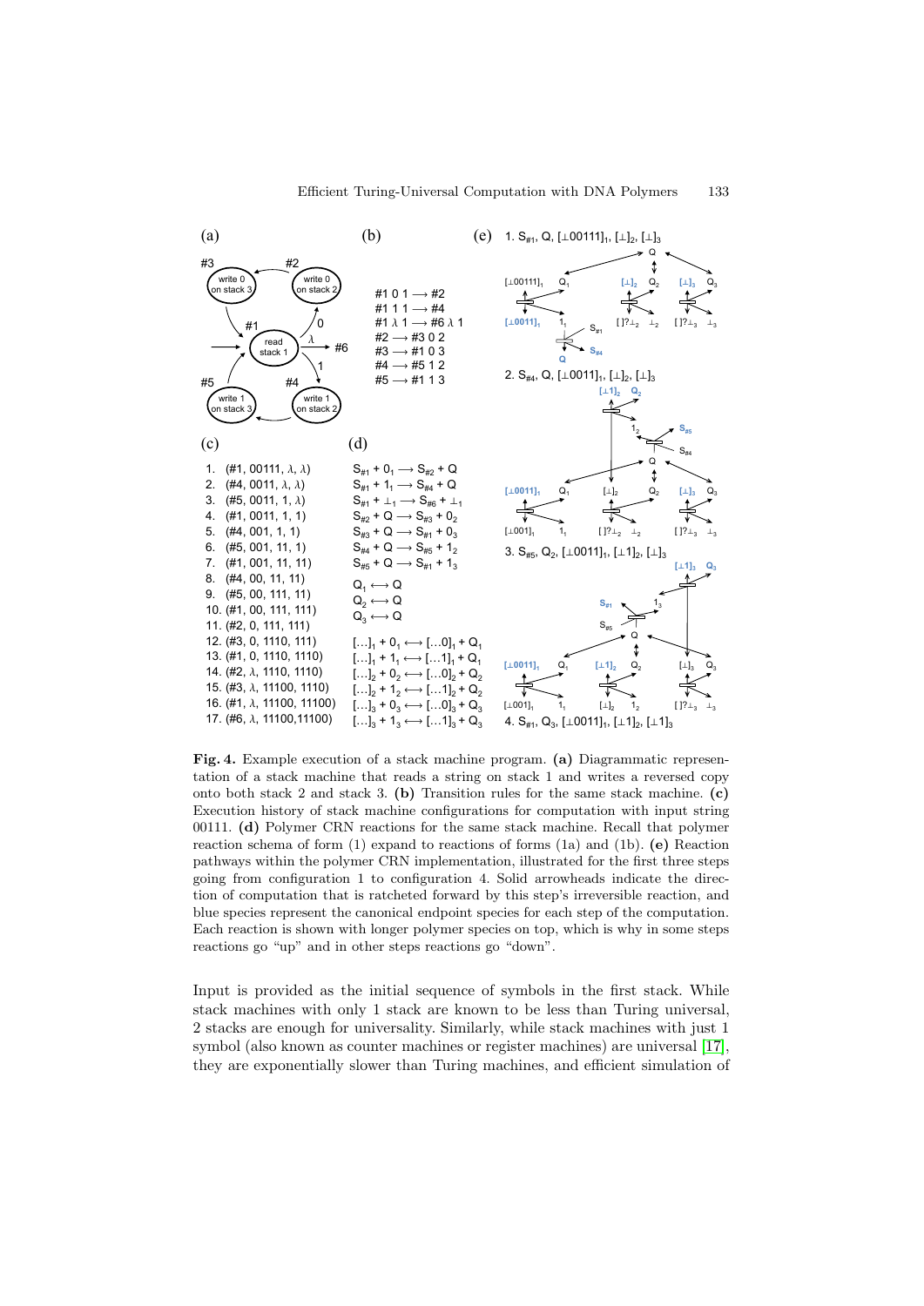**(a)**

**(b)**

#1 0 1 ⟶ #2
#1 1 1 ⟶ #4
#1 λ 1 ⟶ #6 λ 1
#2 ⟶ #3 0 2
#3 ⟶ #1 0 3
#4 ⟶ #5 1 2
#5 ⟶ #1 1 3

**(c)**

1. (#1, 00111, λ, λ)
2. (#4, 0011, λ, λ)
3. (#5, 0011, 1, λ)
4. (#1, 0011, 1, 1)
5. (#4, 001, 1, 1)
6. (#5, 001, 11, 1)
7. (#1, 001, 11, 11)
8. (#4, 00, 11, 11)
9. (#5, 00, 111, 11)
10. (#1, 00, 111, 111)
11. (#2, 0, 111, 111)
12. (#3, 0, 1110, 111)
13. (#1, 0, 1110, 1110)
14. (#2, λ, 1110, 1110)
15. (#3, λ, 11100, 1110)
16. (#1, λ, 11100, 11100)
17. (#6, λ, 11100,11100)

**(d)**

$S_{\#1} + 0_1 \longrightarrow S_{\#2} + Q$
$S_{\#1} + 1_1 \longrightarrow S_{\#4} + Q$
$S_{\#1} + \bot_1 \longrightarrow S_{\#6} + \bot_1$
$S_{\#2} + Q \longrightarrow S_{\#3} + 0_2$
$S_{\#3} + Q \longrightarrow S_{\#1} + 0_3$
$S_{\#4} + Q \longrightarrow S_{\#5} + 1_2$
$S_{\#5} + Q \longrightarrow S_{\#1} + 1_3$

$Q_1 \longleftrightarrow Q$
$Q_2 \longleftrightarrow Q$
$Q_3 \longleftrightarrow Q$

$[\ldots]_1 + 0_1 \longleftrightarrow [\ldots0]_1 + Q_1$
$[\ldots]_1 + 1_1 \longleftrightarrow [\ldots1]_1 + Q_1$
$[\ldots]_2 + 0_2 \longleftrightarrow [\ldots0]_2 + Q_2$
$[\ldots]_2 + 1_2 \longleftrightarrow [\ldots1]_2 + Q_2$
$[\ldots]_3 + 0_3 \longleftrightarrow [\ldots0]_3 + Q_3$
$[\ldots]_3 + 1_3 \longleftrightarrow [\ldots1]_3 + Q_3$

**(e)**

1. $S_{\#1}$, Q, $[\bot00111]_1$, $[\bot]_2$, $[\bot]_3$
2. $S_{\#4}$, Q, $[\bot0011]_1$, $[\bot]_2$, $[\bot]_3$
3. $S_{\#5}$, $Q_2$, $[\bot0011]_1$, $[\bot1]_2$, $[\bot]_3$
4. $S_{\#1}$, $Q_3$, $[\bot0011]_1$, $[\bot1]_2$, $[\bot1]_3$

**Fig. 4.** Example execution of a stack machine program. **(a)** Diagrammatic representation of a stack machine that reads a string on stack 1 and writes a reversed copy onto both stack 2 and stack 3. **(b)** Transition rules for the same stack machine. **(c)** Execution history of stack machine configurations for computation with input string 00111. **(d)** Polymer CRN reactions for the same stack machine. Recall that polymer reaction schema of form (1) expand to reactions of forms (1a) and (1b). **(e)** Reaction pathways within the polymer CRN implementation, illustrated for the first three steps going from configuration 1 to configuration 4. Solid arrowheads indicate the direction of computation that is ratcheted forward by this step's irreversible reaction, and blue species represent the canonical endpoint species for each step of the computation. Each reaction is shown with longer polymer species on top, which is why in some steps reactions go "up" and in other steps reactions go "down".

Input is provided as the initial sequence of symbols in the first stack. While stack machines with only 1 stack are known to be less than Turing universal, 2 stacks are enough for universality. Similarly, while stack machines with just 1 symbol (also known as counter machines or register machines) are universal [17], they are exponentially slower than Turing machines, and efficient simulation of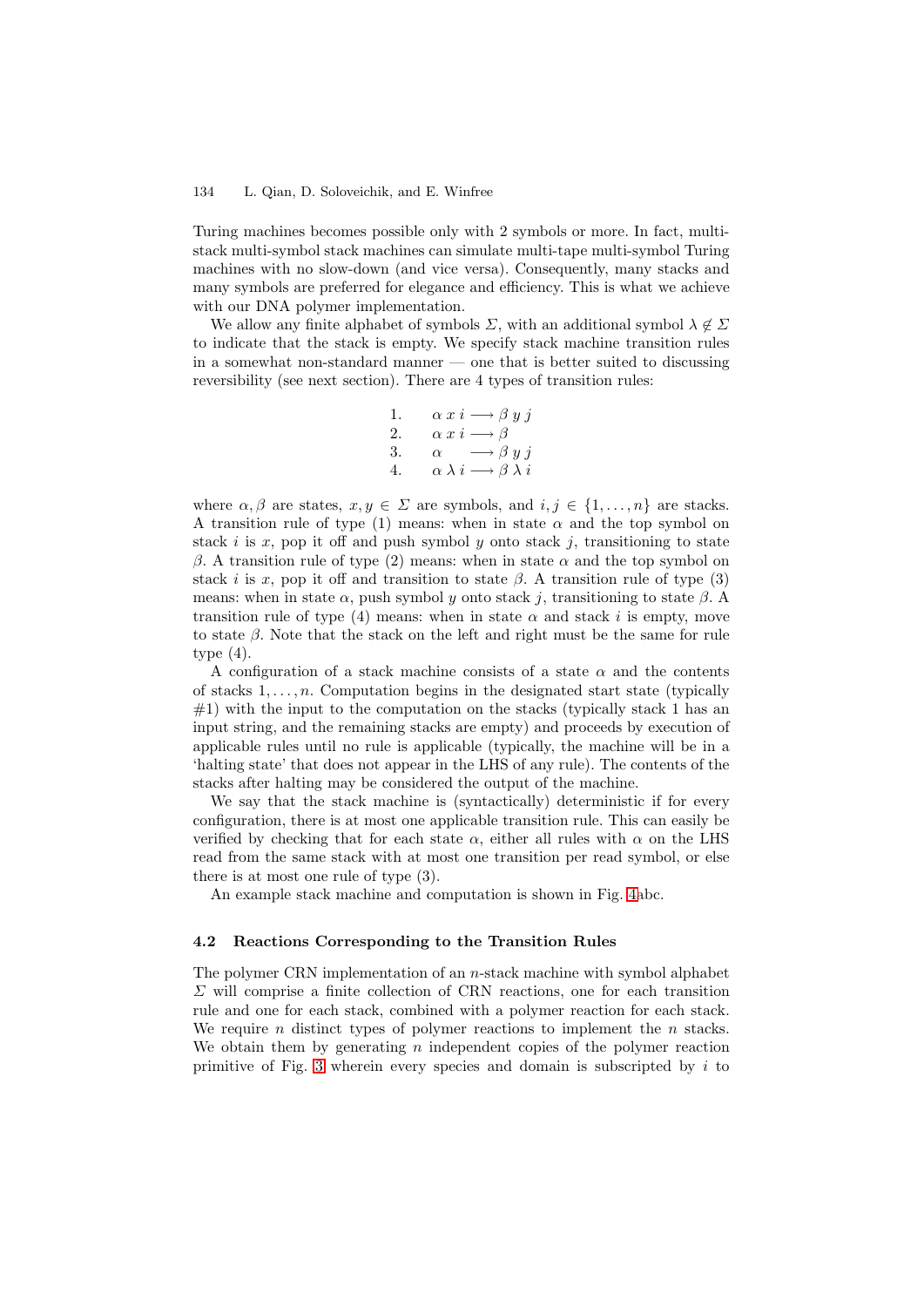Turing machines becomes possible only with 2 symbols or more. In fact, multi-stack multi-symbol stack machines can simulate multi-tape multi-symbol Turing machines with no slow-down (and vice versa). Consequently, many stacks and many symbols are preferred for elegance and efficiency. This is what we achieve with our DNA polymer implementation.

We allow any finite alphabet of symbols $\Sigma$, with an additional symbol $\lambda \notin \Sigma$ to indicate that the stack is empty. We specify stack machine transition rules in a somewhat non-standard manner — one that is better suited to discussing reversibility (see next section). There are 4 types of transition rules:

$$
\begin{array}{ll}
1. & \alpha\ x\ i \longrightarrow \beta\ y\ j \\
2. & \alpha\ x\ i \longrightarrow \beta \\
3. & \alpha \qquad \longrightarrow \beta\ y\ j \\
4. & \alpha\ \lambda\ i \longrightarrow \beta\ \lambda\ i
\end{array}
$$

where $\alpha, \beta$ are states, $x, y \in \Sigma$ are symbols, and $i, j \in \{1, \ldots, n\}$ are stacks. A transition rule of type (1) means: when in state $\alpha$ and the top symbol on stack $i$ is $x$, pop it off and push symbol $y$ onto stack $j$, transitioning to state $\beta$. A transition rule of type (2) means: when in state $\alpha$ and the top symbol on stack $i$ is $x$, pop it off and transition to state $\beta$. A transition rule of type (3) means: when in state $\alpha$, push symbol $y$ onto stack $j$, transitioning to state $\beta$. A transition rule of type (4) means: when in state $\alpha$ and stack $i$ is empty, move to state $\beta$. Note that the stack on the left and right must be the same for rule type (4).

A configuration of a stack machine consists of a state $\alpha$ and the contents of stacks $1, \ldots, n$. Computation begins in the designated start state (typically #1) with the input to the computation on the stacks (typically stack 1 has an input string, and the remaining stacks are empty) and proceeds by execution of applicable rules until no rule is applicable (typically, the machine will be in a 'halting state' that does not appear in the LHS of any rule). The contents of the stacks after halting may be considered the output of the machine.

We say that the stack machine is (syntactically) deterministic if for every configuration, there is at most one applicable transition rule. This can easily be verified by checking that for each state $\alpha$, either all rules with $\alpha$ on the LHS read from the same stack with at most one transition per read symbol, or else there is at most one rule of type (3).

An example stack machine and computation is shown in Fig. 4abc.

### 4.2 Reactions Corresponding to the Transition Rules

The polymer CRN implementation of an $n$-stack machine with symbol alphabet $\Sigma$ will comprise a finite collection of CRN reactions, one for each transition rule and one for each stack, combined with a polymer reaction for each stack. We require $n$ distinct types of polymer reactions to implement the $n$ stacks. We obtain them by generating $n$ independent copies of the polymer reaction primitive of Fig. 3 wherein every species and domain is subscripted by $i$ to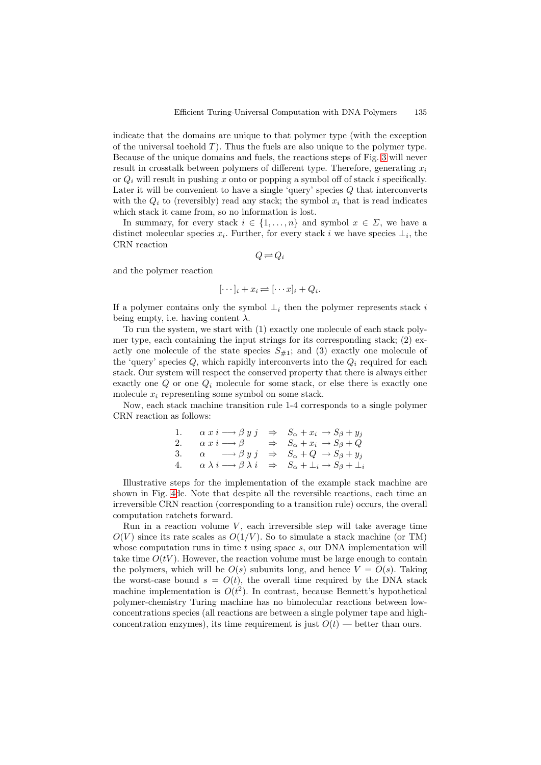indicate that the domains are unique to that polymer type (with the exception of the universal toehold $T$). Thus the fuels are also unique to the polymer type. Because of the unique domains and fuels, the reactions steps of Fig. 3 will never result in crosstalk between polymers of different type. Therefore, generating $x_i$ or $Q_i$ will result in pushing $x$ onto or popping a symbol off of stack $i$ specifically. Later it will be convenient to have a single 'query' species $Q$ that interconverts with the $Q_i$ to (reversibly) read any stack; the symbol $x_i$ that is read indicates which stack it came from, so no information is lost.

In summary, for every stack $i \in \{1, \ldots, n\}$ and symbol $x \in \Sigma$, we have a distinct molecular species $x_i$. Further, for every stack $i$ we have species $\perp_i$, the CRN reaction

$$Q \rightleftharpoons Q_i$$

and the polymer reaction

$$[\cdots]_i + x_i \rightleftharpoons [\cdots x]_i + Q_i.$$

If a polymer contains only the symbol $\perp_i$ then the polymer represents stack $i$ being empty, i.e. having content $\lambda$.

To run the system, we start with (1) exactly one molecule of each stack polymer type, each containing the input strings for its corresponding stack; (2) exactly one molecule of the state species $S_{\#1}$; and (3) exactly one molecule of the 'query' species $Q$, which rapidly interconverts into the $Q_i$ required for each stack. Our system will respect the conserved property that there is always either exactly one $Q$ or one $Q_i$ molecule for some stack, or else there is exactly one molecule $x_i$ representing some symbol on some stack.

Now, each stack machine transition rule 1-4 corresponds to a single polymer CRN reaction as follows:

$$
\begin{array}{llll}
1. & \alpha\ x\ i \longrightarrow \beta\ y\ j & \Rightarrow & S_\alpha + x_i \rightarrow S_\beta + y_j \\
2. & \alpha\ x\ i \longrightarrow \beta & \Rightarrow & S_\alpha + x_i \rightarrow S_\beta + Q \\
3. & \alpha \quad\ \ \longrightarrow \beta\ y\ j & \Rightarrow & S_\alpha + Q \rightarrow S_\beta + y_j \\
4. & \alpha\ \lambda\ i \longrightarrow \beta\ \lambda\ i & \Rightarrow & S_\alpha + \perp_i \rightarrow S_\beta + \perp_i
\end{array}
$$

Illustrative steps for the implementation of the example stack machine are shown in Fig. 4de. Note that despite all the reversible reactions, each time an irreversible CRN reaction (corresponding to a transition rule) occurs, the overall computation ratchets forward.

Run in a reaction volume $V$, each irreversible step will take average time $O(V)$ since its rate scales as $O(1/V)$. So to simulate a stack machine (or TM) whose computation runs in time $t$ using space $s$, our DNA implementation will take time $O(tV)$. However, the reaction volume must be large enough to contain the polymers, which will be $O(s)$ subunits long, and hence $V = O(s)$. Taking the worst-case bound $s = O(t)$, the overall time required by the DNA stack machine implementation is $O(t^2)$. In contrast, because Bennett's hypothetical polymer-chemistry Turing machine has no bimolecular reactions between low-concentrations species (all reactions are between a single polymer tape and high-concentration enzymes), its time requirement is just $O(t)$ — better than ours.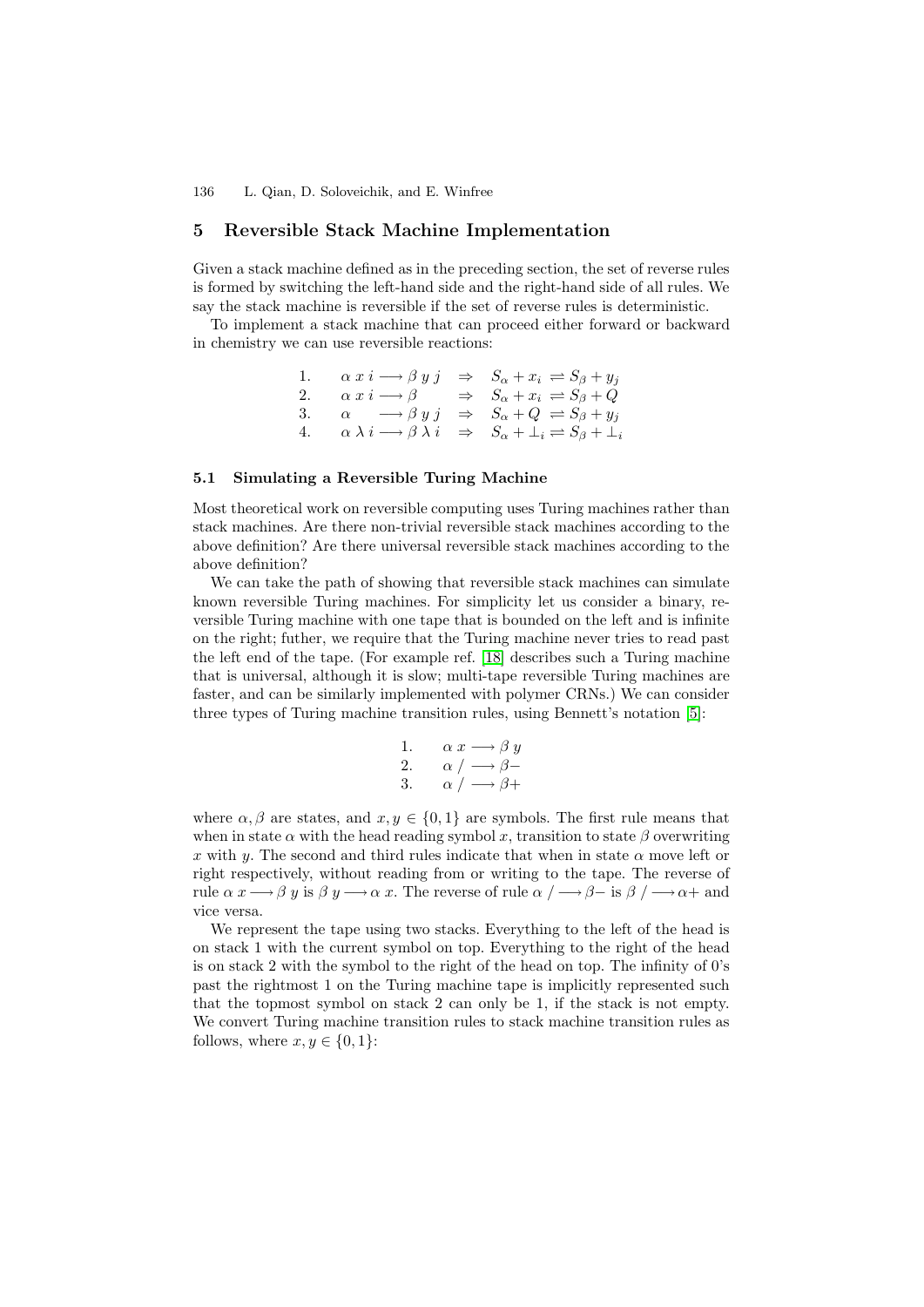## 5 Reversible Stack Machine Implementation

Given a stack machine defined as in the preceding section, the set of reverse rules is formed by switching the left-hand side and the right-hand side of all rules. We say the stack machine is reversible if the set of reverse rules is deterministic.

To implement a stack machine that can proceed either forward or backward in chemistry we can use reversible reactions:

$$
\begin{array}{llll}
1. & \alpha\ x\ i \longrightarrow \beta\ y\ j & \Rightarrow & S_\alpha + x_i \rightleftharpoons S_\beta + y_j \\
2. & \alpha\ x\ i \longrightarrow \beta & \Rightarrow & S_\alpha + x_i \rightleftharpoons S_\beta + Q \\
3. & \alpha \quad\ \longrightarrow \beta\ y\ j & \Rightarrow & S_\alpha + Q \rightleftharpoons S_\beta + y_j \\
4. & \alpha\ \lambda\ i \longrightarrow \beta\ \lambda\ i & \Rightarrow & S_\alpha + \bot_i \rightleftharpoons S_\beta + \bot_i
\end{array}
$$

### 5.1 Simulating a Reversible Turing Machine

Most theoretical work on reversible computing uses Turing machines rather than stack machines. Are there non-trivial reversible stack machines according to the above definition? Are there universal reversible stack machines according to the above definition?

We can take the path of showing that reversible stack machines can simulate known reversible Turing machines. For simplicity let us consider a binary, reversible Turing machine with one tape that is bounded on the left and is infinite on the right; futher, we require that the Turing machine never tries to read past the left end of the tape. (For example ref. [18] describes such a Turing machine that is universal, although it is slow; multi-tape reversible Turing machines are faster, and can be similarly implemented with polymer CRNs.) We can consider three types of Turing machine transition rules, using Bennett's notation [5]:

$$
\begin{array}{ll}
1. & \alpha\ x \longrightarrow \beta\ y \\
2. & \alpha\ / \longrightarrow \beta- \\
3. & \alpha\ / \longrightarrow \beta+
\end{array}
$$

where $\alpha, \beta$ are states, and $x, y \in \{0, 1\}$ are symbols. The first rule means that when in state $\alpha$ with the head reading symbol $x$, transition to state $\beta$ overwriting $x$ with $y$. The second and third rules indicate that when in state $\alpha$ move left or right respectively, without reading from or writing to the tape. The reverse of rule $\alpha\ x \longrightarrow \beta\ y$ is $\beta\ y \longrightarrow \alpha\ x$. The reverse of rule $\alpha\ / \longrightarrow \beta-$ is $\beta\ / \longrightarrow \alpha+$ and vice versa.

We represent the tape using two stacks. Everything to the left of the head is on stack 1 with the current symbol on top. Everything to the right of the head is on stack 2 with the symbol to the right of the head on top. The infinity of 0's past the rightmost 1 on the Turing machine tape is implicitly represented such that the topmost symbol on stack 2 can only be 1, if the stack is not empty. We convert Turing machine transition rules to stack machine transition rules as follows, where $x, y \in \{0, 1\}$: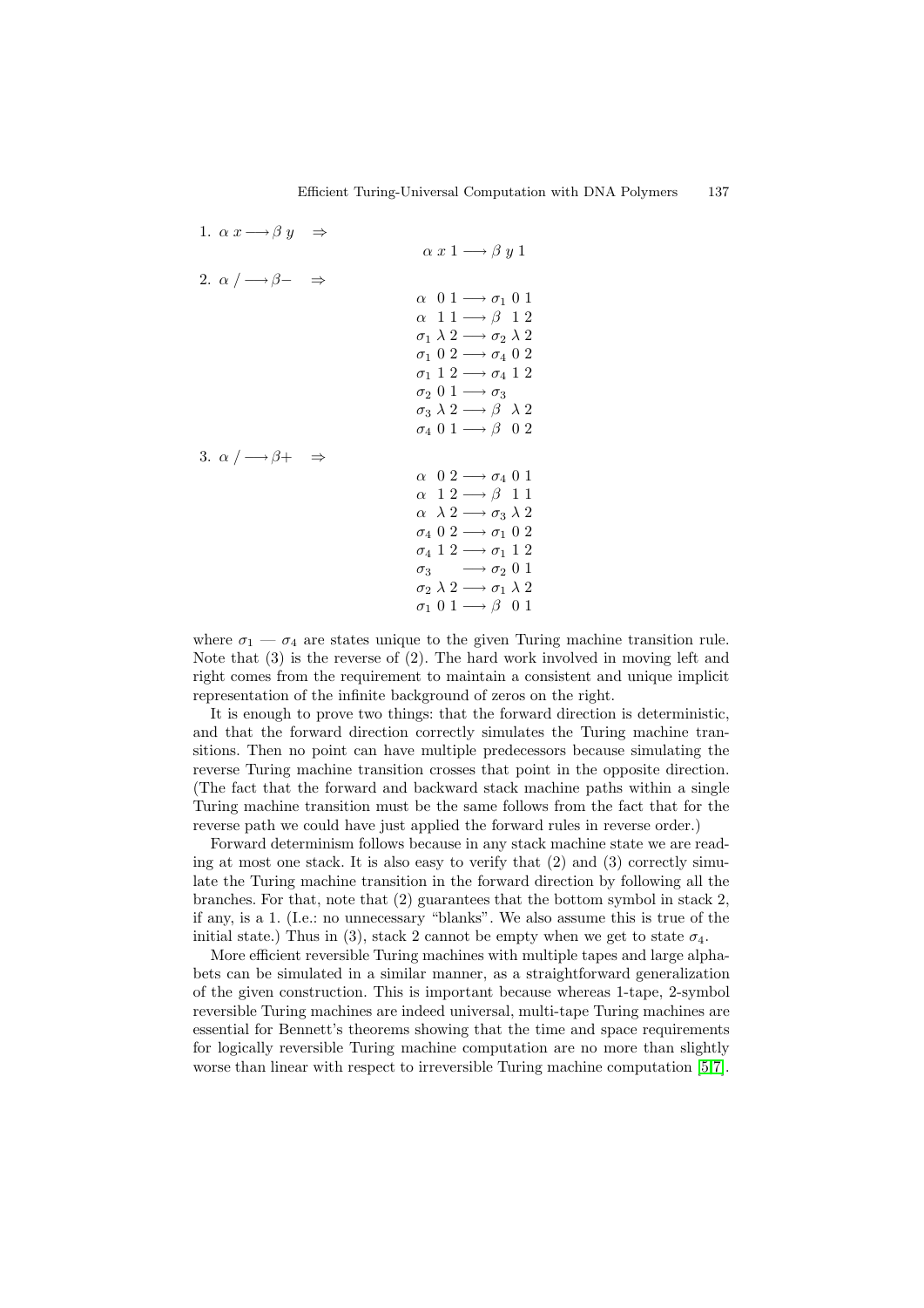1. $\alpha\ x \longrightarrow \beta\ y \quad \Rightarrow$

$$\alpha\ x\ 1 \longrightarrow \beta\ y\ 1$$

2. $\alpha\ / \longrightarrow \beta - \quad \Rightarrow$

$$\begin{array}{l}
\alpha\ \ 0\ 1 \longrightarrow \sigma_1\ 0\ 1 \\
\alpha\ \ 1\ 1 \longrightarrow \beta\ \ 1\ 2 \\
\sigma_1\ \lambda\ 2 \longrightarrow \sigma_2\ \lambda\ 2 \\
\sigma_1\ 0\ 2 \longrightarrow \sigma_4\ 0\ 2 \\
\sigma_1\ 1\ 2 \longrightarrow \sigma_4\ 1\ 2 \\
\sigma_2\ 0\ 1 \longrightarrow \sigma_3 \\
\sigma_3\ \lambda\ 2 \longrightarrow \beta\ \ \lambda\ 2 \\
\sigma_4\ 0\ 1 \longrightarrow \beta\ \ 0\ 2
\end{array}$$

3. $\alpha\ / \longrightarrow \beta + \quad \Rightarrow$

$$\begin{array}{l}
\alpha\ \ 0\ 2 \longrightarrow \sigma_4\ 0\ 1 \\
\alpha\ \ 1\ 2 \longrightarrow \beta\ \ 1\ 1 \\
\alpha\ \ \lambda\ 2 \longrightarrow \sigma_3\ \lambda\ 2 \\
\sigma_4\ 0\ 2 \longrightarrow \sigma_1\ 0\ 2 \\
\sigma_4\ 1\ 2 \longrightarrow \sigma_1\ 1\ 2 \\
\sigma_3 \qquad \longrightarrow \sigma_2\ 0\ 1 \\
\sigma_2\ \lambda\ 2 \longrightarrow \sigma_1\ \lambda\ 2 \\
\sigma_1\ 0\ 1 \longrightarrow \beta\ \ 0\ 1
\end{array}$$

where $\sigma_1$ — $\sigma_4$ are states unique to the given Turing machine transition rule. Note that (3) is the reverse of (2). The hard work involved in moving left and right comes from the requirement to maintain a consistent and unique implicit representation of the infinite background of zeros on the right.

It is enough to prove two things: that the forward direction is deterministic, and that the forward direction correctly simulates the Turing machine transitions. Then no point can have multiple predecessors because simulating the reverse Turing machine transition crosses that point in the opposite direction. (The fact that the forward and backward stack machine paths within a single Turing machine transition must be the same follows from the fact that for the reverse path we could have just applied the forward rules in reverse order.)

Forward determinism follows because in any stack machine state we are reading at most one stack. It is also easy to verify that (2) and (3) correctly simulate the Turing machine transition in the forward direction by following all the branches. For that, note that (2) guarantees that the bottom symbol in stack 2, if any, is a 1. (I.e.: no unnecessary "blanks". We also assume this is true of the initial state.) Thus in (3), stack 2 cannot be empty when we get to state $\sigma_4$.

More efficient reversible Turing machines with multiple tapes and large alphabets can be simulated in a similar manner, as a straightforward generalization of the given construction. This is important because whereas 1-tape, 2-symbol reversible Turing machines are indeed universal, multi-tape Turing machines are essential for Bennett's theorems showing that the time and space requirements for logically reversible Turing machine computation are no more than slightly worse than linear with respect to irreversible Turing machine computation [5,7].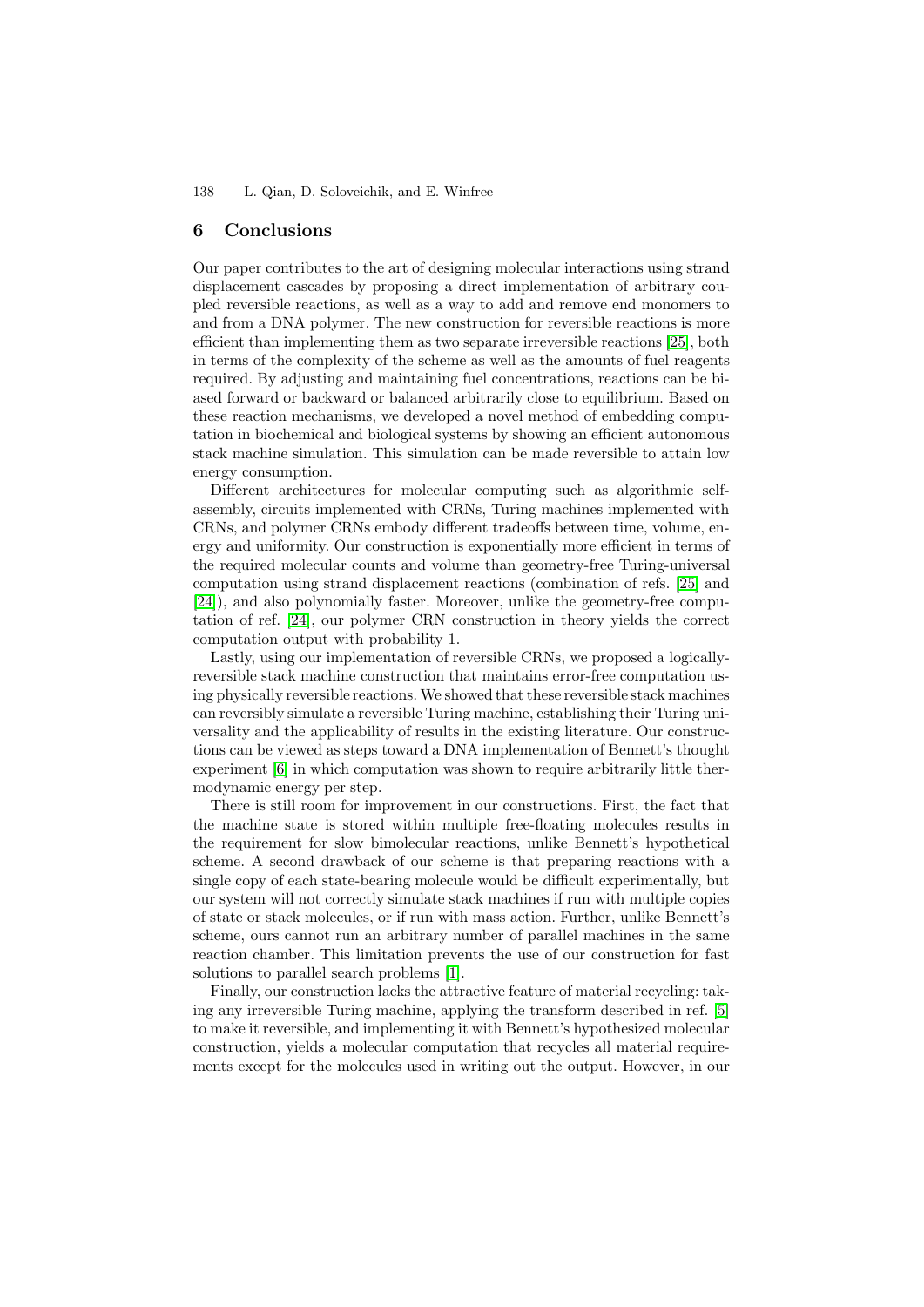## 6 Conclusions

Our paper contributes to the art of designing molecular interactions using strand displacement cascades by proposing a direct implementation of arbitrary coupled reversible reactions, as well as a way to add and remove end monomers to and from a DNA polymer. The new construction for reversible reactions is more efficient than implementing them as two separate irreversible reactions [25], both in terms of the complexity of the scheme as well as the amounts of fuel reagents required. By adjusting and maintaining fuel concentrations, reactions can be biased forward or backward or balanced arbitrarily close to equilibrium. Based on these reaction mechanisms, we developed a novel method of embedding computation in biochemical and biological systems by showing an efficient autonomous stack machine simulation. This simulation can be made reversible to attain low energy consumption.

Different architectures for molecular computing such as algorithmic self-assembly, circuits implemented with CRNs, Turing machines implemented with CRNs, and polymer CRNs embody different tradeoffs between time, volume, energy and uniformity. Our construction is exponentially more efficient in terms of the required molecular counts and volume than geometry-free Turing-universal computation using strand displacement reactions (combination of refs. [25] and [24]), and also polynomially faster. Moreover, unlike the geometry-free computation of ref. [24], our polymer CRN construction in theory yields the correct computation output with probability 1.

Lastly, using our implementation of reversible CRNs, we proposed a logically-reversible stack machine construction that maintains error-free computation using physically reversible reactions. We showed that these reversible stack machines can reversibly simulate a reversible Turing machine, establishing their Turing universality and the applicability of results in the existing literature. Our constructions can be viewed as steps toward a DNA implementation of Bennett's thought experiment [6] in which computation was shown to require arbitrarily little thermodynamic energy per step.

There is still room for improvement in our constructions. First, the fact that the machine state is stored within multiple free-floating molecules results in the requirement for slow bimolecular reactions, unlike Bennett's hypothetical scheme. A second drawback of our scheme is that preparing reactions with a single copy of each state-bearing molecule would be difficult experimentally, but our system will not correctly simulate stack machines if run with multiple copies of state or stack molecules, or if run with mass action. Further, unlike Bennett's scheme, ours cannot run an arbitrary number of parallel machines in the same reaction chamber. This limitation prevents the use of our construction for fast solutions to parallel search problems [1].

Finally, our construction lacks the attractive feature of material recycling: taking any irreversible Turing machine, applying the transform described in ref. [5] to make it reversible, and implementing it with Bennett's hypothesized molecular construction, yields a molecular computation that recycles all material requirements except for the molecules used in writing out the output. However, in our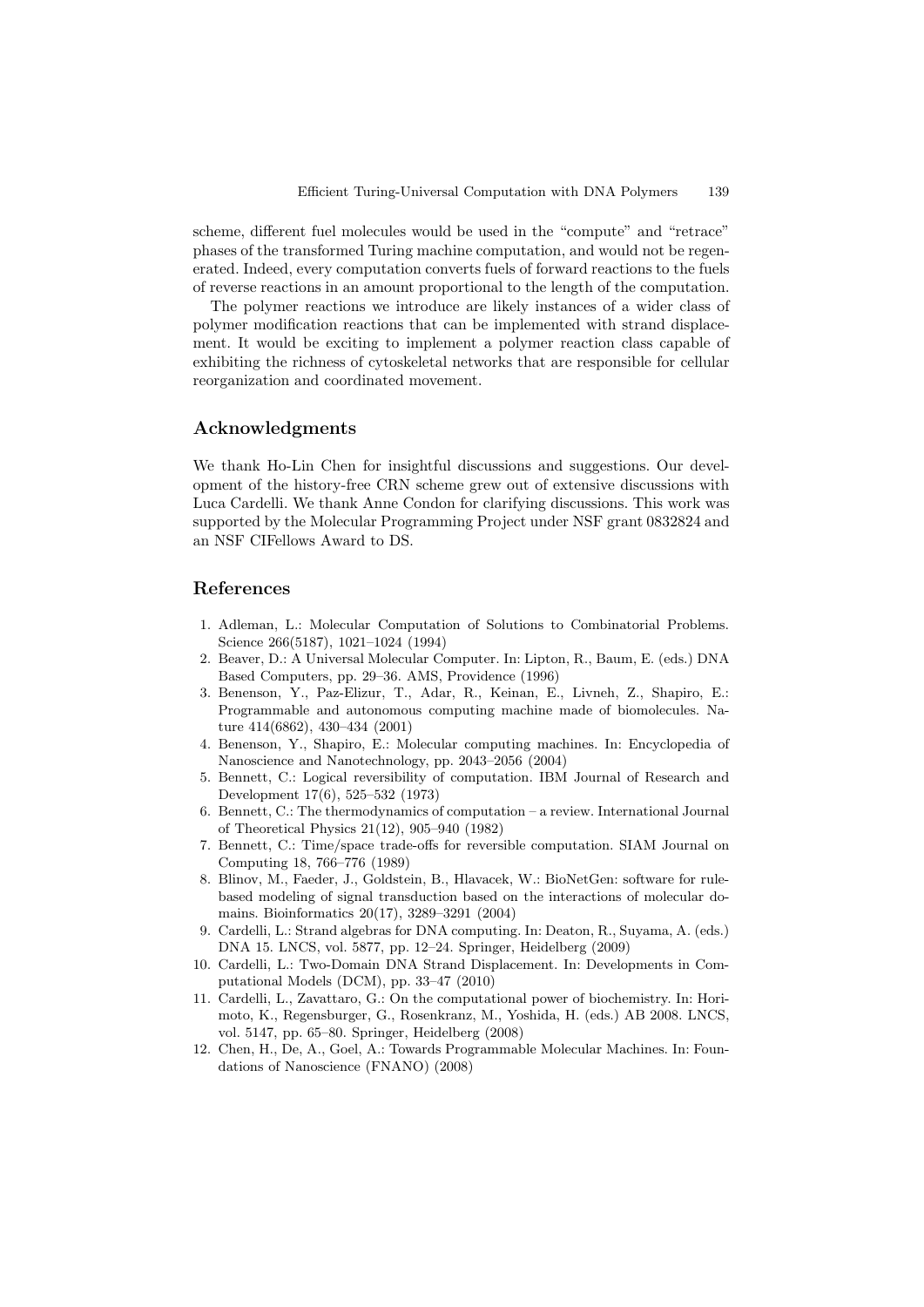scheme, different fuel molecules would be used in the "compute" and "retrace" phases of the transformed Turing machine computation, and would not be regenerated. Indeed, every computation converts fuels of forward reactions to the fuels of reverse reactions in an amount proportional to the length of the computation.

The polymer reactions we introduce are likely instances of a wider class of polymer modification reactions that can be implemented with strand displacement. It would be exciting to implement a polymer reaction class capable of exhibiting the richness of cytoskeletal networks that are responsible for cellular reorganization and coordinated movement.

## Acknowledgments

We thank Ho-Lin Chen for insightful discussions and suggestions. Our development of the history-free CRN scheme grew out of extensive discussions with Luca Cardelli. We thank Anne Condon for clarifying discussions. This work was supported by the Molecular Programming Project under NSF grant 0832824 and an NSF CIFellows Award to DS.

## References

1. Adleman, L.: Molecular Computation of Solutions to Combinatorial Problems. Science 266(5187), 1021–1024 (1994)
2. Beaver, D.: A Universal Molecular Computer. In: Lipton, R., Baum, E. (eds.) DNA Based Computers, pp. 29–36. AMS, Providence (1996)
3. Benenson, Y., Paz-Elizur, T., Adar, R., Keinan, E., Livneh, Z., Shapiro, E.: Programmable and autonomous computing machine made of biomolecules. Nature 414(6862), 430–434 (2001)
4. Benenson, Y., Shapiro, E.: Molecular computing machines. In: Encyclopedia of Nanoscience and Nanotechnology, pp. 2043–2056 (2004)
5. Bennett, C.: Logical reversibility of computation. IBM Journal of Research and Development 17(6), 525–532 (1973)
6. Bennett, C.: The thermodynamics of computation – a review. International Journal of Theoretical Physics 21(12), 905–940 (1982)
7. Bennett, C.: Time/space trade-offs for reversible computation. SIAM Journal on Computing 18, 766–776 (1989)
8. Blinov, M., Faeder, J., Goldstein, B., Hlavacek, W.: BioNetGen: software for rule-based modeling of signal transduction based on the interactions of molecular domains. Bioinformatics 20(17), 3289–3291 (2004)
9. Cardelli, L.: Strand algebras for DNA computing. In: Deaton, R., Suyama, A. (eds.) DNA 15. LNCS, vol. 5877, pp. 12–24. Springer, Heidelberg (2009)
10. Cardelli, L.: Two-Domain DNA Strand Displacement. In: Developments in Computational Models (DCM), pp. 33–47 (2010)
11. Cardelli, L., Zavattaro, G.: On the computational power of biochemistry. In: Horimoto, K., Regensburger, G., Rosenkranz, M., Yoshida, H. (eds.) AB 2008. LNCS, vol. 5147, pp. 65–80. Springer, Heidelberg (2008)
12. Chen, H., De, A., Goel, A.: Towards Programmable Molecular Machines. In: Foundations of Nanoscience (FNANO) (2008)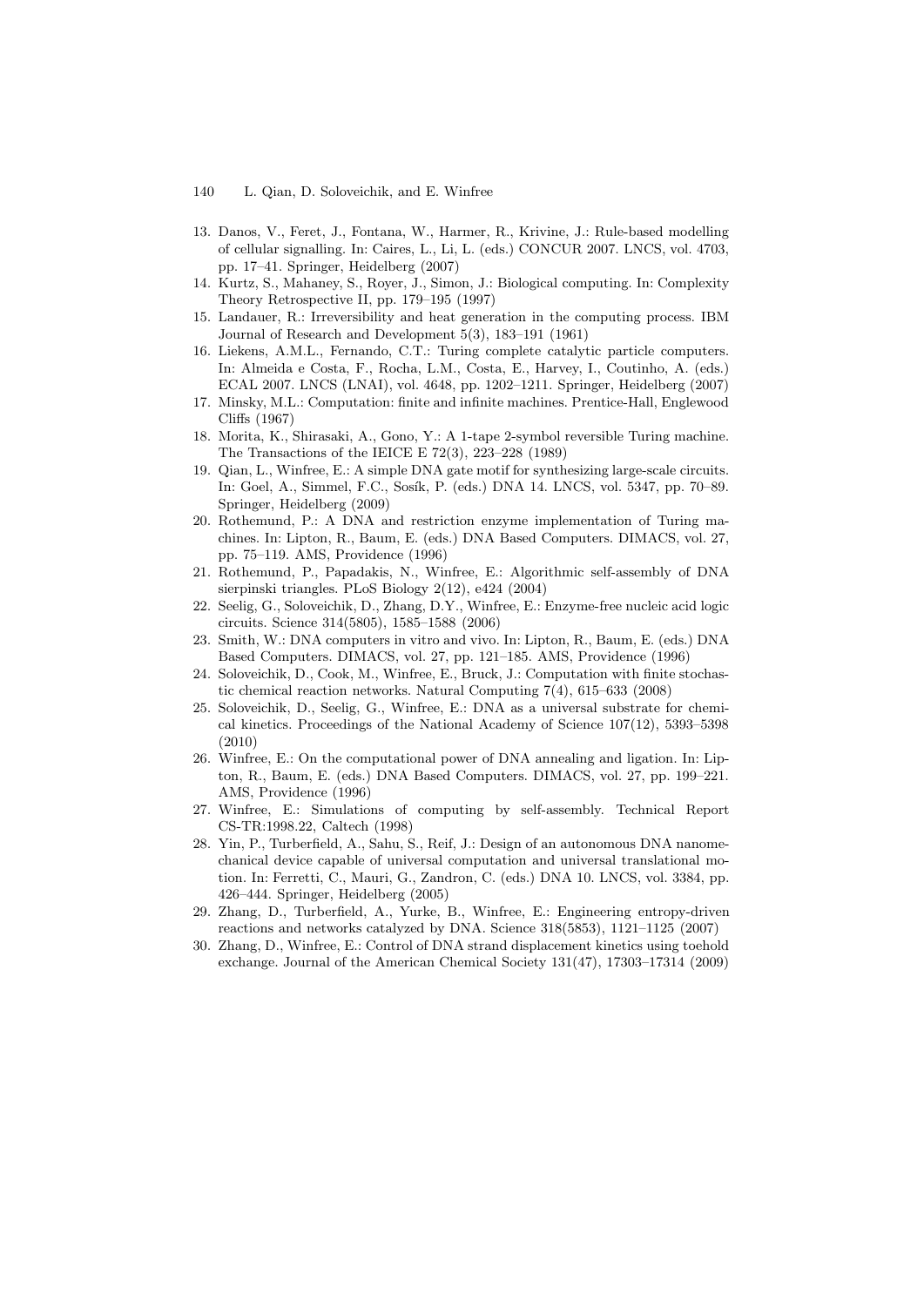13. Danos, V., Feret, J., Fontana, W., Harmer, R., Krivine, J.: Rule-based modelling of cellular signalling. In: Caires, L., Li, L. (eds.) CONCUR 2007. LNCS, vol. 4703, pp. 17–41. Springer, Heidelberg (2007)
14. Kurtz, S., Mahaney, S., Royer, J., Simon, J.: Biological computing. In: Complexity Theory Retrospective II, pp. 179–195 (1997)
15. Landauer, R.: Irreversibility and heat generation in the computing process. IBM Journal of Research and Development 5(3), 183–191 (1961)
16. Liekens, A.M.L., Fernando, C.T.: Turing complete catalytic particle computers. In: Almeida e Costa, F., Rocha, L.M., Costa, E., Harvey, I., Coutinho, A. (eds.) ECAL 2007. LNCS (LNAI), vol. 4648, pp. 1202–1211. Springer, Heidelberg (2007)
17. Minsky, M.L.: Computation: finite and infinite machines. Prentice-Hall, Englewood Cliffs (1967)
18. Morita, K., Shirasaki, A., Gono, Y.: A 1-tape 2-symbol reversible Turing machine. The Transactions of the IEICE E 72(3), 223–228 (1989)
19. Qian, L., Winfree, E.: A simple DNA gate motif for synthesizing large-scale circuits. In: Goel, A., Simmel, F.C., Sosík, P. (eds.) DNA 14. LNCS, vol. 5347, pp. 70–89. Springer, Heidelberg (2009)
20. Rothemund, P.: A DNA and restriction enzyme implementation of Turing machines. In: Lipton, R., Baum, E. (eds.) DNA Based Computers. DIMACS, vol. 27, pp. 75–119. AMS, Providence (1996)
21. Rothemund, P., Papadakis, N., Winfree, E.: Algorithmic self-assembly of DNA sierpinski triangles. PLoS Biology 2(12), e424 (2004)
22. Seelig, G., Soloveichik, D., Zhang, D.Y., Winfree, E.: Enzyme-free nucleic acid logic circuits. Science 314(5805), 1585–1588 (2006)
23. Smith, W.: DNA computers in vitro and vivo. In: Lipton, R., Baum, E. (eds.) DNA Based Computers. DIMACS, vol. 27, pp. 121–185. AMS, Providence (1996)
24. Soloveichik, D., Cook, M., Winfree, E., Bruck, J.: Computation with finite stochastic chemical reaction networks. Natural Computing 7(4), 615–633 (2008)
25. Soloveichik, D., Seelig, G., Winfree, E.: DNA as a universal substrate for chemical kinetics. Proceedings of the National Academy of Science 107(12), 5393–5398 (2010)
26. Winfree, E.: On the computational power of DNA annealing and ligation. In: Lipton, R., Baum, E. (eds.) DNA Based Computers. DIMACS, vol. 27, pp. 199–221. AMS, Providence (1996)
27. Winfree, E.: Simulations of computing by self-assembly. Technical Report CS-TR:1998.22, Caltech (1998)
28. Yin, P., Turberfield, A., Sahu, S., Reif, J.: Design of an autonomous DNA nanomechanical device capable of universal computation and universal translational motion. In: Ferretti, C., Mauri, G., Zandron, C. (eds.) DNA 10. LNCS, vol. 3384, pp. 426–444. Springer, Heidelberg (2005)
29. Zhang, D., Turberfield, A., Yurke, B., Winfree, E.: Engineering entropy-driven reactions and networks catalyzed by DNA. Science 318(5853), 1121–1125 (2007)
30. Zhang, D., Winfree, E.: Control of DNA strand displacement kinetics using toehold exchange. Journal of the American Chemical Society 131(47), 17303–17314 (2009)